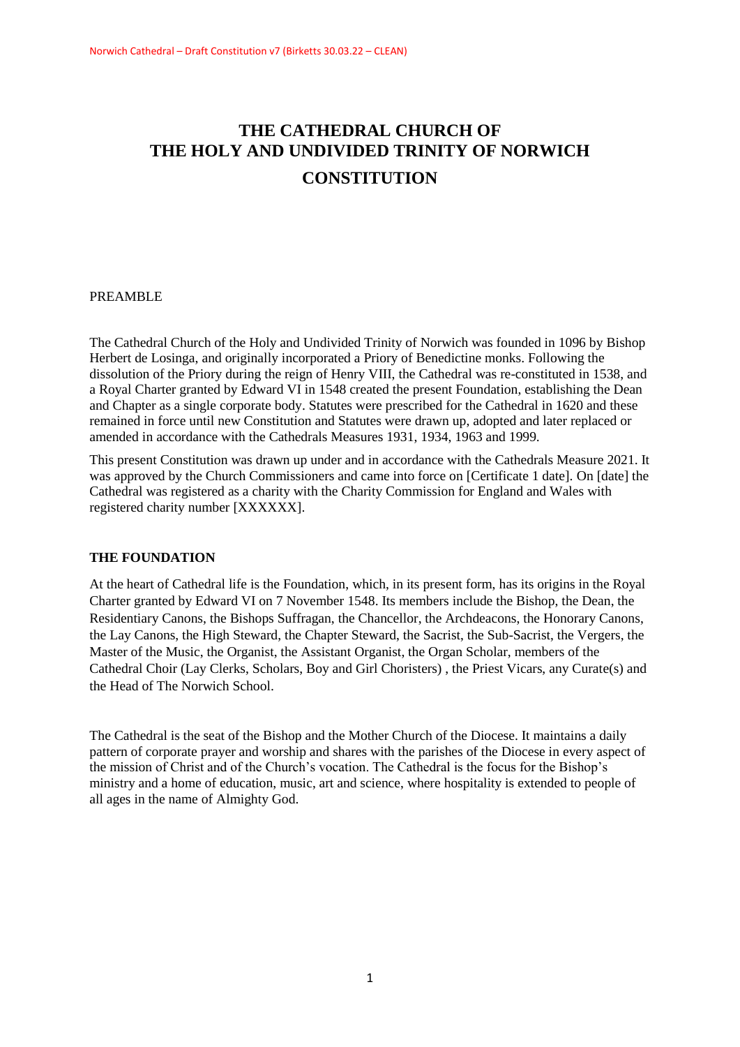# THE CATHEDRAL CHURCH OF THE HOLY AND UNDIVIDED TRINITY OF NORWICH

# CONSTITUTION

PREAMBLE

The Cathedral Church of the Holy and Undivided Trinity of Norwich was founded in 1096 by Bishop Herbert de Losinga, and originally incorporated a Priory of Benedictine monks. Following the dissolution of the Priory during the reign of Henry VIII, the Cathedral was re-constituted in 1538, and a Royal Charter granted by Edward VI in 1548 created the present Foundation, establishing the Dean and Chapter as a single corporate body. Statutes were prescribed for the Cathedral in 1620 and these remained in force until new Constitution and Statutes were drawn up, adopted and later replaced or amended in accordance with the Cathedrals Measures 1931, 1934, 1963 and 1999.

This present Constitution was drawn up under and in accordance with the Cathedrals Measure 2021. It was approved by the Church Commissioners and came into force on [Certificate 1 date]. On [date] the Cathedral was registered as a charity with the Charity Commission for England and Wales with registered charity number [XXXXXX].

**THE FOUNDATION**

At the heart of Cathedral life is the Foundation, which, in its present form, has its origins in the Royal Charter granted by Edward VI on 7 November 1548. Its members include the Bishop, the Dean, the Residentiary Canons, the Bishops Suffragan, the Chancellor, the Archdeacons, the Honorary Canons, the Lay Canons, the High Steward, the Chapter Steward, the Sacrist, the Sub-Sacrist, the Vergers, the Master of the Music, the Organist, the Assistant Organist, the Organ Scholar, members of the Cathedral Choir (Lay Clerks, Scholars, Boy and Girl Choristers) , the Priest Vicars, any Curate(s) and the Head of The Norwich School.

The Cathedral is the seat of the Bishop and the Mother Church of the Diocese. It maintains a daily pattern of corporate prayer and worship and shares with the parishes of the Diocese in every aspect of the mission of Christ and of the Church's vocation. The Cathedral is the focus for the Bishop's ministry and a home of education, music, art and science, where hospitality is extended to people of all ages in the name of Almighty God.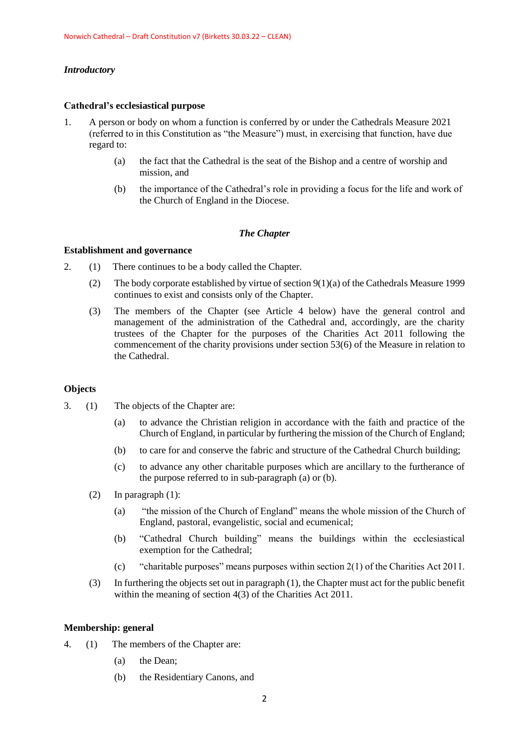*Introductory*

**Cathedral's ecclesiastical purpose**

1. A person or body on whom a function is conferred by or under the Cathedrals Measure 2021 (referred to in this Constitution as "the Measure") must, in exercising that function, have due regard to:

   (a) the fact that the Cathedral is the seat of the Bishop and a centre of worship and mission, and

   (b) the importance of the Cathedral's role in providing a focus for the life and work of the Church of England in the Diocese.

***The Chapter***

**Establishment and governance**

2. (1) There continues to be a body called the Chapter.

   (2) The body corporate established by virtue of section 9(1)(a) of the Cathedrals Measure 1999 continues to exist and consists only of the Chapter.

   (3) The members of the Chapter (see Article 4 below) have the general control and management of the administration of the Cathedral and, accordingly, are the charity trustees of the Chapter for the purposes of the Charities Act 2011 following the commencement of the charity provisions under section 53(6) of the Measure in relation to the Cathedral.

**Objects**

3. (1) The objects of the Chapter are:

   (a) to advance the Christian religion in accordance with the faith and practice of the Church of England, in particular by furthering the mission of the Church of England;

   (b) to care for and conserve the fabric and structure of the Cathedral Church building;

   (c) to advance any other charitable purposes which are ancillary to the furtherance of the purpose referred to in sub-paragraph (a) or (b).

   (2) In paragraph (1):

   (a) "the mission of the Church of England" means the whole mission of the Church of England, pastoral, evangelistic, social and ecumenical;

   (b) "Cathedral Church building" means the buildings within the ecclesiastical exemption for the Cathedral;

   (c) "charitable purposes" means purposes within section 2(1) of the Charities Act 2011.

   (3) In furthering the objects set out in paragraph (1), the Chapter must act for the public benefit within the meaning of section 4(3) of the Charities Act 2011.

**Membership: general**

4. (1) The members of the Chapter are:

   (a) the Dean;

   (b) the Residentiary Canons, and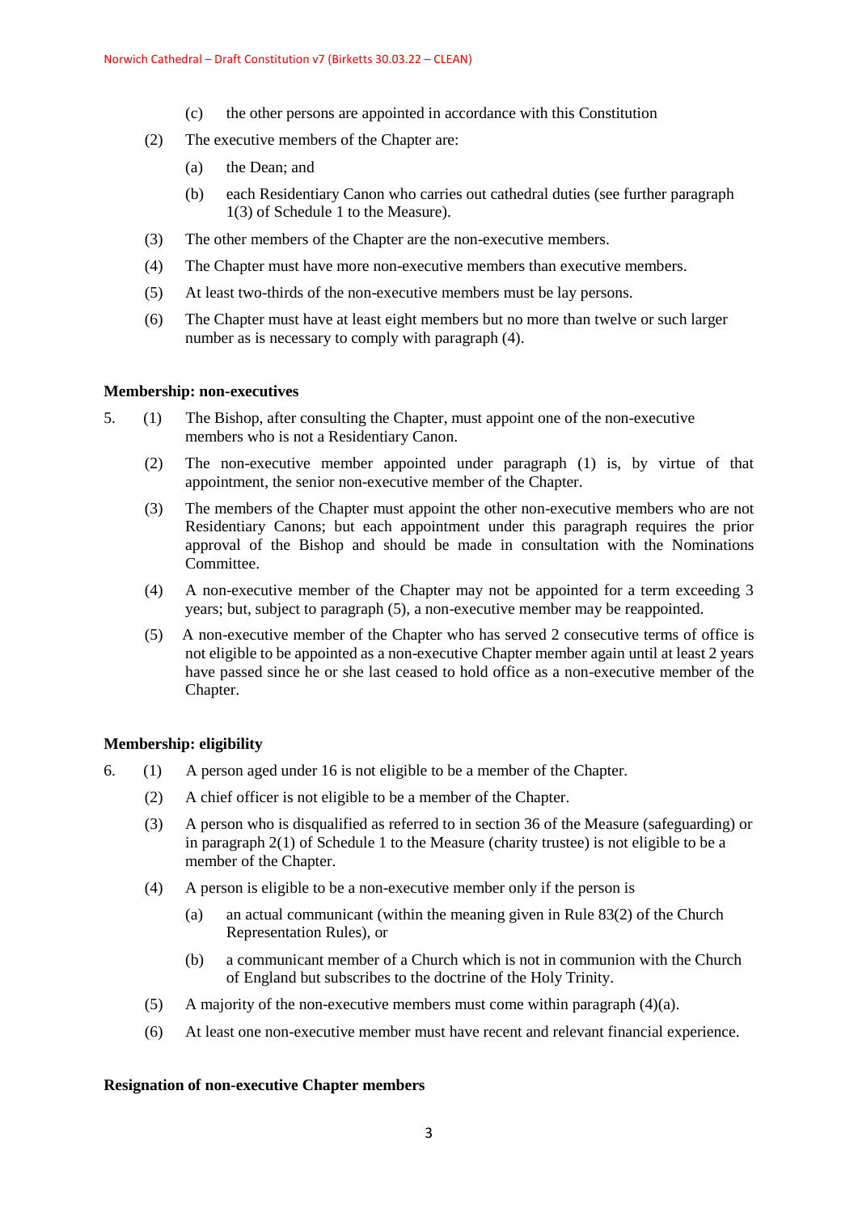(c) the other persons are appointed in accordance with this Constitution

(2) The executive members of the Chapter are:

(a) the Dean; and

(b) each Residentiary Canon who carries out cathedral duties (see further paragraph 1(3) of Schedule 1 to the Measure).

(3) The other members of the Chapter are the non-executive members.

(4) The Chapter must have more non-executive members than executive members.

(5) At least two-thirds of the non-executive members must be lay persons.

(6) The Chapter must have at least eight members but no more than twelve or such larger number as is necessary to comply with paragraph (4).

**Membership: non-executives**

5. (1) The Bishop, after consulting the Chapter, must appoint one of the non-executive members who is not a Residentiary Canon.

(2) The non-executive member appointed under paragraph (1) is, by virtue of that appointment, the senior non-executive member of the Chapter.

(3) The members of the Chapter must appoint the other non-executive members who are not Residentiary Canons; but each appointment under this paragraph requires the prior approval of the Bishop and should be made in consultation with the Nominations Committee.

(4) A non-executive member of the Chapter may not be appointed for a term exceeding 3 years; but, subject to paragraph (5), a non-executive member may be reappointed.

(5) A non-executive member of the Chapter who has served 2 consecutive terms of office is not eligible to be appointed as a non-executive Chapter member again until at least 2 years have passed since he or she last ceased to hold office as a non-executive member of the Chapter.

**Membership: eligibility**

6. (1) A person aged under 16 is not eligible to be a member of the Chapter.

(2) A chief officer is not eligible to be a member of the Chapter.

(3) A person who is disqualified as referred to in section 36 of the Measure (safeguarding) or in paragraph 2(1) of Schedule 1 to the Measure (charity trustee) is not eligible to be a member of the Chapter.

(4) A person is eligible to be a non-executive member only if the person is

(a) an actual communicant (within the meaning given in Rule 83(2) of the Church Representation Rules), or

(b) a communicant member of a Church which is not in communion with the Church of England but subscribes to the doctrine of the Holy Trinity.

(5) A majority of the non-executive members must come within paragraph (4)(a).

(6) At least one non-executive member must have recent and relevant financial experience.

**Resignation of non-executive Chapter members**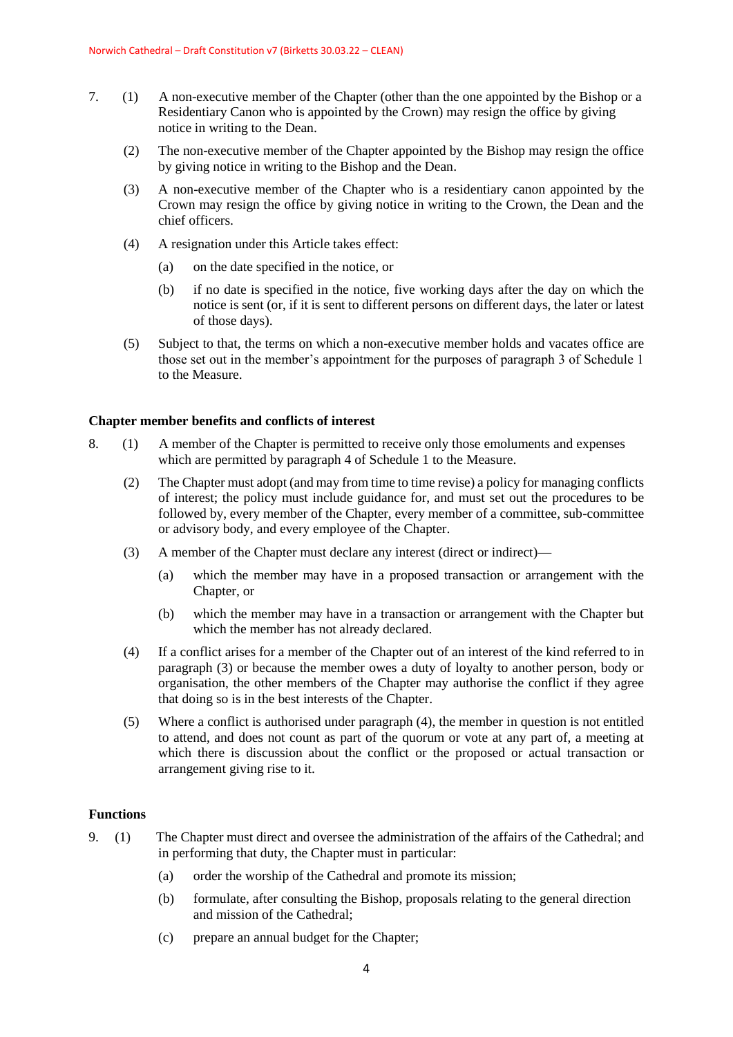7. (1) A non-executive member of the Chapter (other than the one appointed by the Bishop or a Residentiary Canon who is appointed by the Crown) may resign the office by giving notice in writing to the Dean.

   (2) The non-executive member of the Chapter appointed by the Bishop may resign the office by giving notice in writing to the Bishop and the Dean.

   (3) A non-executive member of the Chapter who is a residentiary canon appointed by the Crown may resign the office by giving notice in writing to the Crown, the Dean and the chief officers.

   (4) A resignation under this Article takes effect:

   (a) on the date specified in the notice, or

   (b) if no date is specified in the notice, five working days after the day on which the notice is sent (or, if it is sent to different persons on different days, the later or latest of those days).

   (5) Subject to that, the terms on which a non-executive member holds and vacates office are those set out in the member's appointment for the purposes of paragraph 3 of Schedule 1 to the Measure.

**Chapter member benefits and conflicts of interest**

8. (1) A member of the Chapter is permitted to receive only those emoluments and expenses which are permitted by paragraph 4 of Schedule 1 to the Measure.

   (2) The Chapter must adopt (and may from time to time revise) a policy for managing conflicts of interest; the policy must include guidance for, and must set out the procedures to be followed by, every member of the Chapter, every member of a committee, sub-committee or advisory body, and every employee of the Chapter.

   (3) A member of the Chapter must declare any interest (direct or indirect)—

   (a) which the member may have in a proposed transaction or arrangement with the Chapter, or

   (b) which the member may have in a transaction or arrangement with the Chapter but which the member has not already declared.

   (4) If a conflict arises for a member of the Chapter out of an interest of the kind referred to in paragraph (3) or because the member owes a duty of loyalty to another person, body or organisation, the other members of the Chapter may authorise the conflict if they agree that doing so is in the best interests of the Chapter.

   (5) Where a conflict is authorised under paragraph (4), the member in question is not entitled to attend, and does not count as part of the quorum or vote at any part of, a meeting at which there is discussion about the conflict or the proposed or actual transaction or arrangement giving rise to it.

**Functions**

9. (1) The Chapter must direct and oversee the administration of the affairs of the Cathedral; and in performing that duty, the Chapter must in particular:

   (a) order the worship of the Cathedral and promote its mission;

   (b) formulate, after consulting the Bishop, proposals relating to the general direction and mission of the Cathedral;

   (c) prepare an annual budget for the Chapter;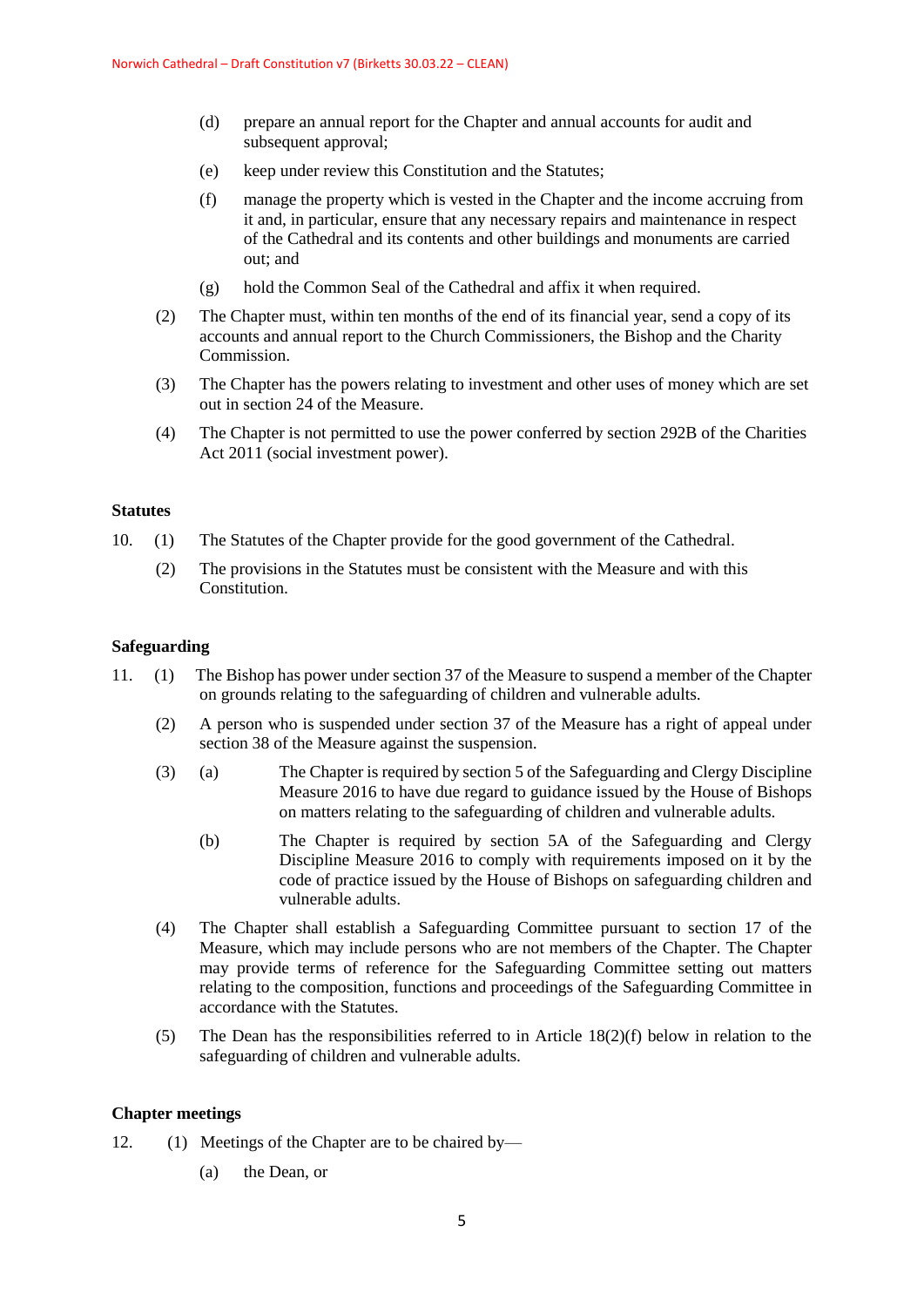(d) prepare an annual report for the Chapter and annual accounts for audit and subsequent approval;

(e) keep under review this Constitution and the Statutes;

(f) manage the property which is vested in the Chapter and the income accruing from it and, in particular, ensure that any necessary repairs and maintenance in respect of the Cathedral and its contents and other buildings and monuments are carried out; and

(g) hold the Common Seal of the Cathedral and affix it when required.

(2) The Chapter must, within ten months of the end of its financial year, send a copy of its accounts and annual report to the Church Commissioners, the Bishop and the Charity Commission.

(3) The Chapter has the powers relating to investment and other uses of money which are set out in section 24 of the Measure.

(4) The Chapter is not permitted to use the power conferred by section 292B of the Charities Act 2011 (social investment power).

**Statutes**

10. (1) The Statutes of the Chapter provide for the good government of the Cathedral.

(2) The provisions in the Statutes must be consistent with the Measure and with this Constitution.

**Safeguarding**

11. (1) The Bishop has power under section 37 of the Measure to suspend a member of the Chapter on grounds relating to the safeguarding of children and vulnerable adults.

(2) A person who is suspended under section 37 of the Measure has a right of appeal under section 38 of the Measure against the suspension.

(3) (a) The Chapter is required by section 5 of the Safeguarding and Clergy Discipline Measure 2016 to have due regard to guidance issued by the House of Bishops on matters relating to the safeguarding of children and vulnerable adults.

(b) The Chapter is required by section 5A of the Safeguarding and Clergy Discipline Measure 2016 to comply with requirements imposed on it by the code of practice issued by the House of Bishops on safeguarding children and vulnerable adults.

(4) The Chapter shall establish a Safeguarding Committee pursuant to section 17 of the Measure, which may include persons who are not members of the Chapter. The Chapter may provide terms of reference for the Safeguarding Committee setting out matters relating to the composition, functions and proceedings of the Safeguarding Committee in accordance with the Statutes.

(5) The Dean has the responsibilities referred to in Article 18(2)(f) below in relation to the safeguarding of children and vulnerable adults.

**Chapter meetings**

12. (1) Meetings of the Chapter are to be chaired by—

(a) the Dean, or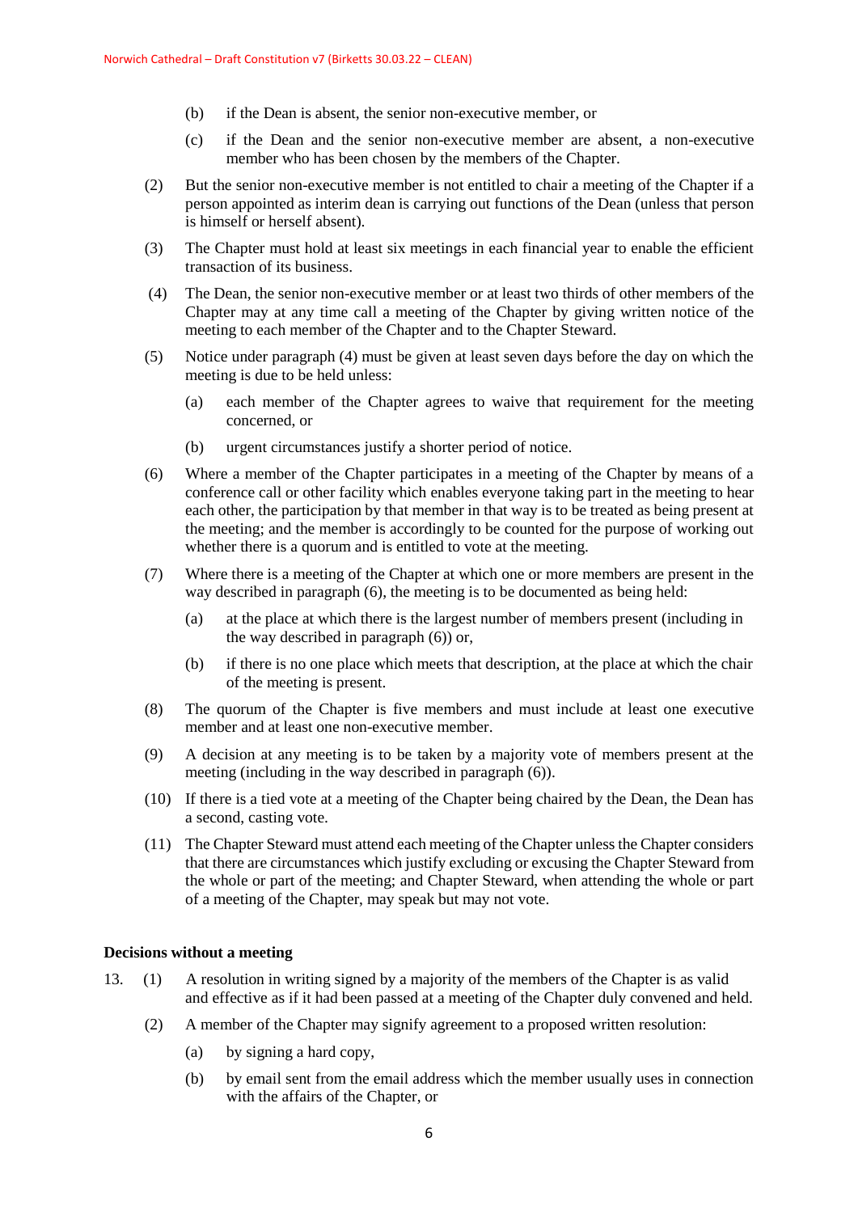(b) if the Dean is absent, the senior non-executive member, or

(c) if the Dean and the senior non-executive member are absent, a non-executive member who has been chosen by the members of the Chapter.

(2) But the senior non-executive member is not entitled to chair a meeting of the Chapter if a person appointed as interim dean is carrying out functions of the Dean (unless that person is himself or herself absent).

(3) The Chapter must hold at least six meetings in each financial year to enable the efficient transaction of its business.

(4) The Dean, the senior non-executive member or at least two thirds of other members of the Chapter may at any time call a meeting of the Chapter by giving written notice of the meeting to each member of the Chapter and to the Chapter Steward.

(5) Notice under paragraph (4) must be given at least seven days before the day on which the meeting is due to be held unless:

(a) each member of the Chapter agrees to waive that requirement for the meeting concerned, or

(b) urgent circumstances justify a shorter period of notice.

(6) Where a member of the Chapter participates in a meeting of the Chapter by means of a conference call or other facility which enables everyone taking part in the meeting to hear each other, the participation by that member in that way is to be treated as being present at the meeting; and the member is accordingly to be counted for the purpose of working out whether there is a quorum and is entitled to vote at the meeting.

(7) Where there is a meeting of the Chapter at which one or more members are present in the way described in paragraph (6), the meeting is to be documented as being held:

(a) at the place at which there is the largest number of members present (including in the way described in paragraph (6)) or,

(b) if there is no one place which meets that description, at the place at which the chair of the meeting is present.

(8) The quorum of the Chapter is five members and must include at least one executive member and at least one non-executive member.

(9) A decision at any meeting is to be taken by a majority vote of members present at the meeting (including in the way described in paragraph (6)).

(10) If there is a tied vote at a meeting of the Chapter being chaired by the Dean, the Dean has a second, casting vote.

(11) The Chapter Steward must attend each meeting of the Chapter unless the Chapter considers that there are circumstances which justify excluding or excusing the Chapter Steward from the whole or part of the meeting; and Chapter Steward, when attending the whole or part of a meeting of the Chapter, may speak but may not vote.

**Decisions without a meeting**

13. (1) A resolution in writing signed by a majority of the members of the Chapter is as valid and effective as if it had been passed at a meeting of the Chapter duly convened and held.

(2) A member of the Chapter may signify agreement to a proposed written resolution:

(a) by signing a hard copy,

(b) by email sent from the email address which the member usually uses in connection with the affairs of the Chapter, or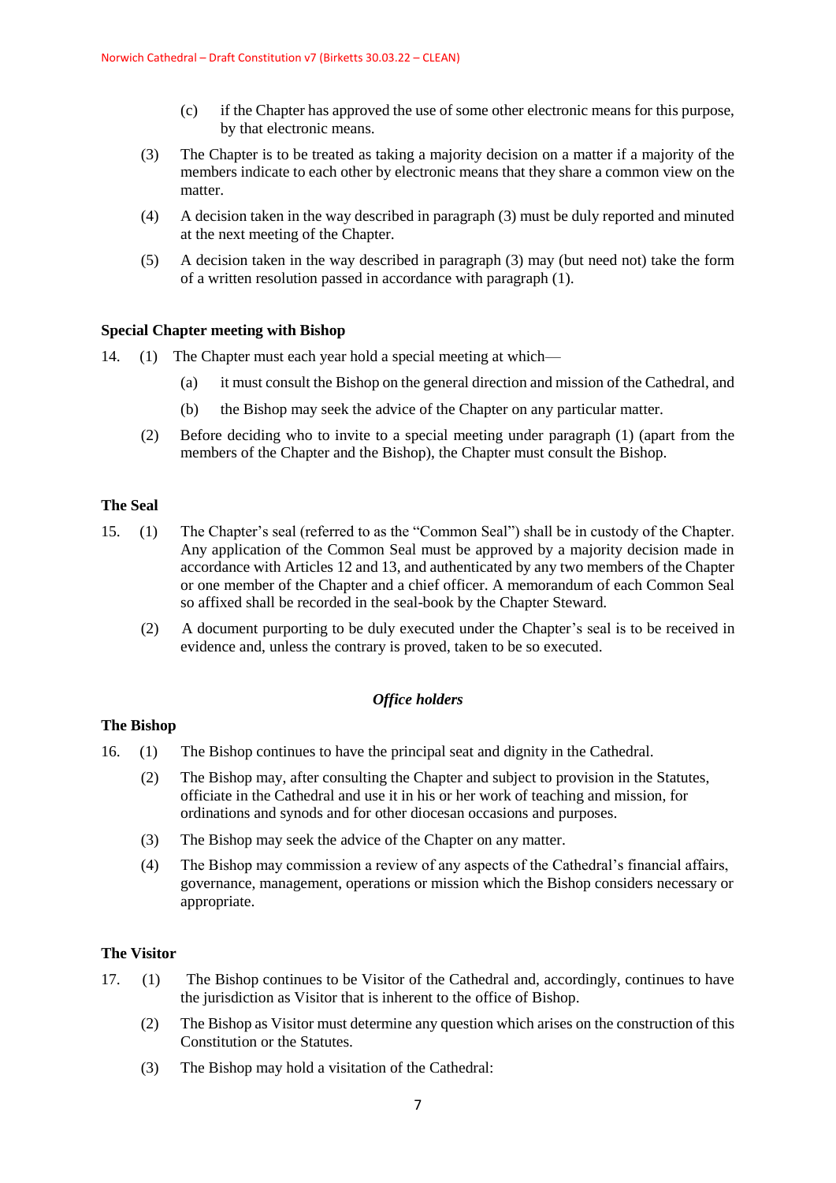(c) if the Chapter has approved the use of some other electronic means for this purpose, by that electronic means.

(3) The Chapter is to be treated as taking a majority decision on a matter if a majority of the members indicate to each other by electronic means that they share a common view on the matter.

(4) A decision taken in the way described in paragraph (3) must be duly reported and minuted at the next meeting of the Chapter.

(5) A decision taken in the way described in paragraph (3) may (but need not) take the form of a written resolution passed in accordance with paragraph (1).

**Special Chapter meeting with Bishop**

14. (1) The Chapter must each year hold a special meeting at which—

(a) it must consult the Bishop on the general direction and mission of the Cathedral, and

(b) the Bishop may seek the advice of the Chapter on any particular matter.

(2) Before deciding who to invite to a special meeting under paragraph (1) (apart from the members of the Chapter and the Bishop), the Chapter must consult the Bishop.

**The Seal**

15. (1) The Chapter's seal (referred to as the "Common Seal") shall be in custody of the Chapter. Any application of the Common Seal must be approved by a majority decision made in accordance with Articles 12 and 13, and authenticated by any two members of the Chapter or one member of the Chapter and a chief officer. A memorandum of each Common Seal so affixed shall be recorded in the seal-book by the Chapter Steward.

(2) A document purporting to be duly executed under the Chapter's seal is to be received in evidence and, unless the contrary is proved, taken to be so executed.

*__Office holders__*

**The Bishop**

16. (1) The Bishop continues to have the principal seat and dignity in the Cathedral.

(2) The Bishop may, after consulting the Chapter and subject to provision in the Statutes, officiate in the Cathedral and use it in his or her work of teaching and mission, for ordinations and synods and for other diocesan occasions and purposes.

(3) The Bishop may seek the advice of the Chapter on any matter.

(4) The Bishop may commission a review of any aspects of the Cathedral's financial affairs, governance, management, operations or mission which the Bishop considers necessary or appropriate.

**The Visitor**

17. (1) The Bishop continues to be Visitor of the Cathedral and, accordingly, continues to have the jurisdiction as Visitor that is inherent to the office of Bishop.

(2) The Bishop as Visitor must determine any question which arises on the construction of this Constitution or the Statutes.

(3) The Bishop may hold a visitation of the Cathedral: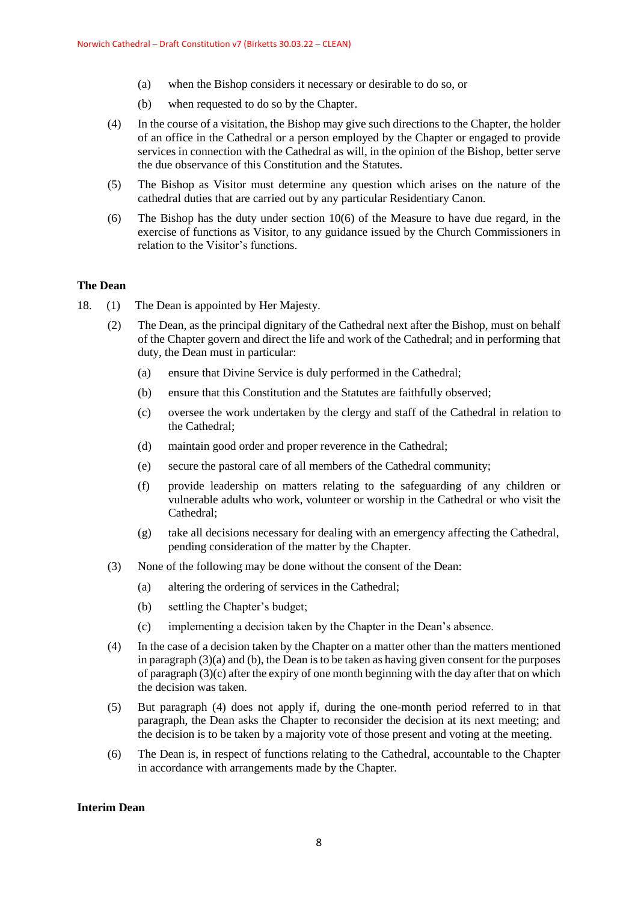(a) when the Bishop considers it necessary or desirable to do so, or

(b) when requested to do so by the Chapter.

(4) In the course of a visitation, the Bishop may give such directions to the Chapter, the holder of an office in the Cathedral or a person employed by the Chapter or engaged to provide services in connection with the Cathedral as will, in the opinion of the Bishop, better serve the due observance of this Constitution and the Statutes.

(5) The Bishop as Visitor must determine any question which arises on the nature of the cathedral duties that are carried out by any particular Residentiary Canon.

(6) The Bishop has the duty under section 10(6) of the Measure to have due regard, in the exercise of functions as Visitor, to any guidance issued by the Church Commissioners in relation to the Visitor's functions.

**The Dean**

18. (1) The Dean is appointed by Her Majesty.

(2) The Dean, as the principal dignitary of the Cathedral next after the Bishop, must on behalf of the Chapter govern and direct the life and work of the Cathedral; and in performing that duty, the Dean must in particular:

(a) ensure that Divine Service is duly performed in the Cathedral;

(b) ensure that this Constitution and the Statutes are faithfully observed;

(c) oversee the work undertaken by the clergy and staff of the Cathedral in relation to the Cathedral;

(d) maintain good order and proper reverence in the Cathedral;

(e) secure the pastoral care of all members of the Cathedral community;

(f) provide leadership on matters relating to the safeguarding of any children or vulnerable adults who work, volunteer or worship in the Cathedral or who visit the Cathedral;

(g) take all decisions necessary for dealing with an emergency affecting the Cathedral, pending consideration of the matter by the Chapter.

(3) None of the following may be done without the consent of the Dean:

(a) altering the ordering of services in the Cathedral;

(b) settling the Chapter's budget;

(c) implementing a decision taken by the Chapter in the Dean's absence.

(4) In the case of a decision taken by the Chapter on a matter other than the matters mentioned in paragraph (3)(a) and (b), the Dean is to be taken as having given consent for the purposes of paragraph (3)(c) after the expiry of one month beginning with the day after that on which the decision was taken.

(5) But paragraph (4) does not apply if, during the one-month period referred to in that paragraph, the Dean asks the Chapter to reconsider the decision at its next meeting; and the decision is to be taken by a majority vote of those present and voting at the meeting.

(6) The Dean is, in respect of functions relating to the Cathedral, accountable to the Chapter in accordance with arrangements made by the Chapter.

**Interim Dean**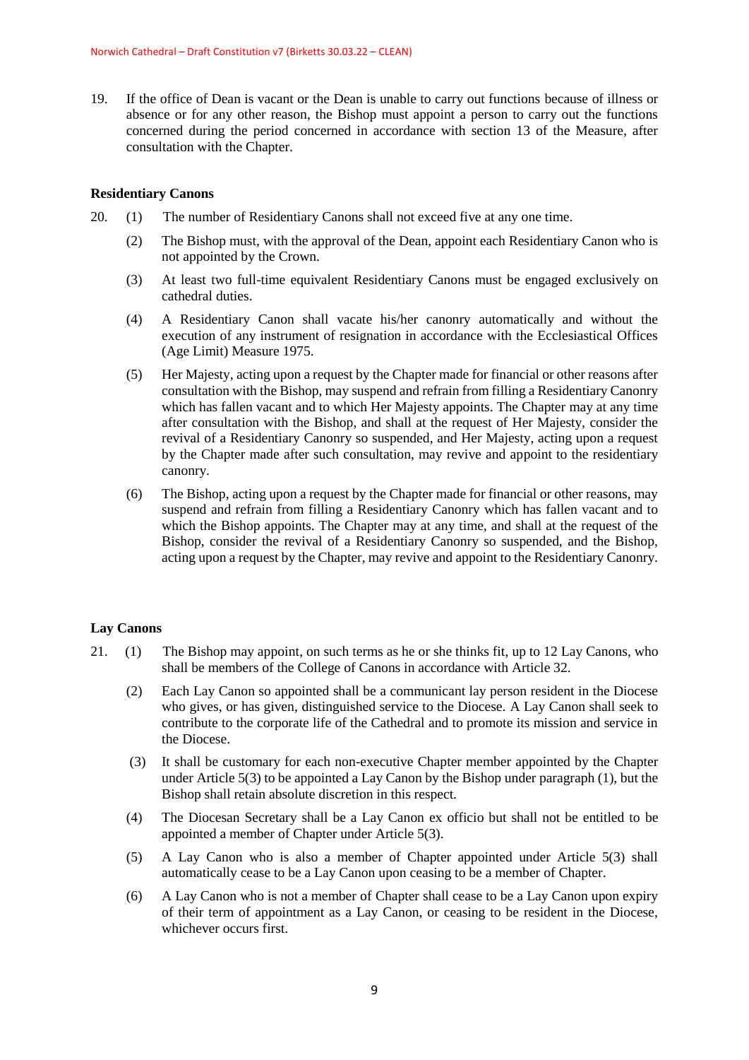19. If the office of Dean is vacant or the Dean is unable to carry out functions because of illness or absence or for any other reason, the Bishop must appoint a person to carry out the functions concerned during the period concerned in accordance with section 13 of the Measure, after consultation with the Chapter.

**Residentiary Canons**

20. (1) The number of Residentiary Canons shall not exceed five at any one time.

    (2) The Bishop must, with the approval of the Dean, appoint each Residentiary Canon who is not appointed by the Crown.

    (3) At least two full-time equivalent Residentiary Canons must be engaged exclusively on cathedral duties.

    (4) A Residentiary Canon shall vacate his/her canonry automatically and without the execution of any instrument of resignation in accordance with the Ecclesiastical Offices (Age Limit) Measure 1975.

    (5) Her Majesty, acting upon a request by the Chapter made for financial or other reasons after consultation with the Bishop, may suspend and refrain from filling a Residentiary Canonry which has fallen vacant and to which Her Majesty appoints. The Chapter may at any time after consultation with the Bishop, and shall at the request of Her Majesty, consider the revival of a Residentiary Canonry so suspended, and Her Majesty, acting upon a request by the Chapter made after such consultation, may revive and appoint to the residentiary canonry.

    (6) The Bishop, acting upon a request by the Chapter made for financial or other reasons, may suspend and refrain from filling a Residentiary Canonry which has fallen vacant and to which the Bishop appoints. The Chapter may at any time, and shall at the request of the Bishop, consider the revival of a Residentiary Canonry so suspended, and the Bishop, acting upon a request by the Chapter, may revive and appoint to the Residentiary Canonry.

**Lay Canons**

21. (1) The Bishop may appoint, on such terms as he or she thinks fit, up to 12 Lay Canons, who shall be members of the College of Canons in accordance with Article 32.

    (2) Each Lay Canon so appointed shall be a communicant lay person resident in the Diocese who gives, or has given, distinguished service to the Diocese. A Lay Canon shall seek to contribute to the corporate life of the Cathedral and to promote its mission and service in the Diocese.

    (3) It shall be customary for each non-executive Chapter member appointed by the Chapter under Article 5(3) to be appointed a Lay Canon by the Bishop under paragraph (1), but the Bishop shall retain absolute discretion in this respect.

    (4) The Diocesan Secretary shall be a Lay Canon ex officio but shall not be entitled to be appointed a member of Chapter under Article 5(3).

    (5) A Lay Canon who is also a member of Chapter appointed under Article 5(3) shall automatically cease to be a Lay Canon upon ceasing to be a member of Chapter.

    (6) A Lay Canon who is not a member of Chapter shall cease to be a Lay Canon upon expiry of their term of appointment as a Lay Canon, or ceasing to be resident in the Diocese, whichever occurs first.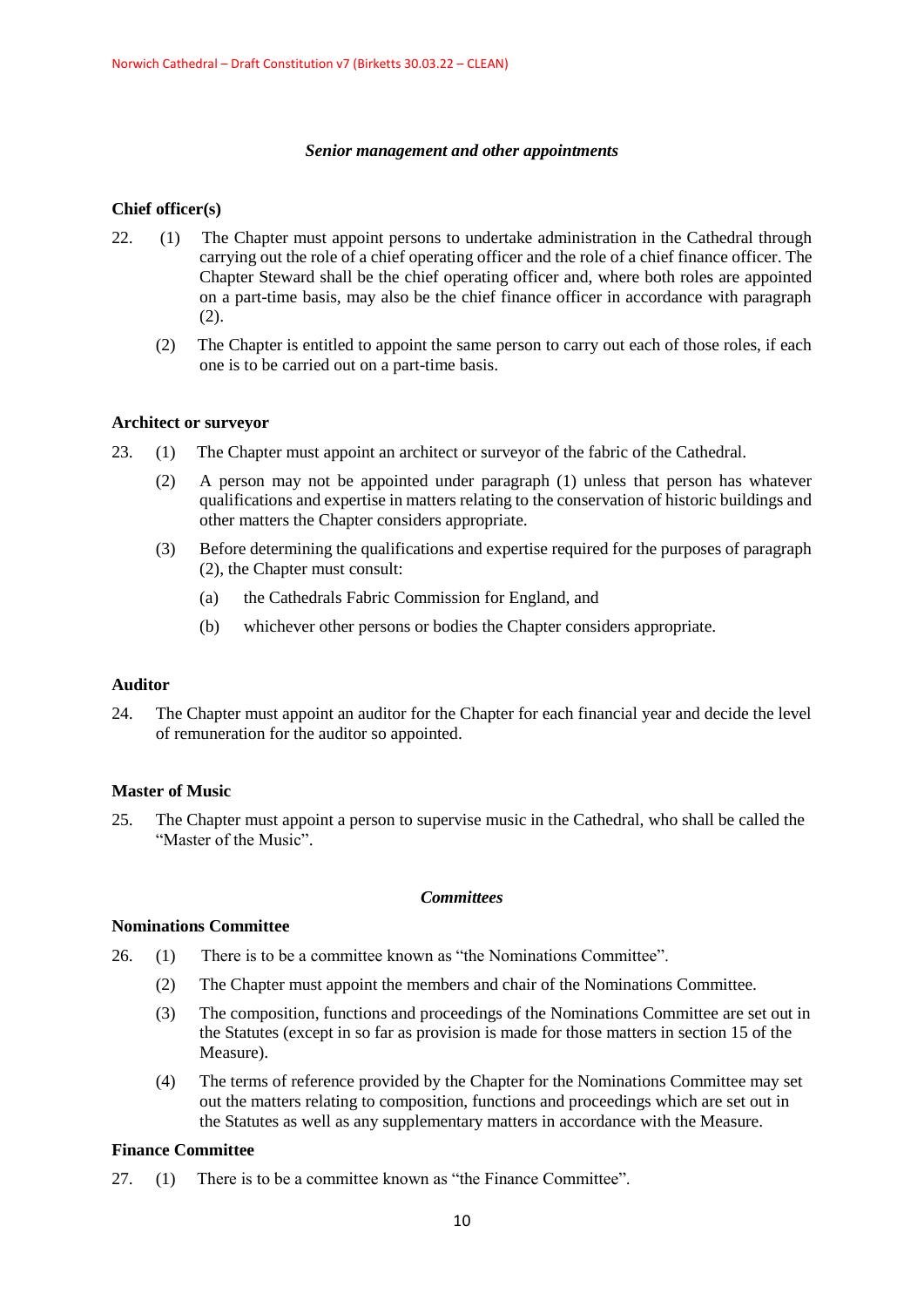### *Senior management and other appointments*

**Chief officer(s)**

22. (1) The Chapter must appoint persons to undertake administration in the Cathedral through carrying out the role of a chief operating officer and the role of a chief finance officer. The Chapter Steward shall be the chief operating officer and, where both roles are appointed on a part-time basis, may also be the chief finance officer in accordance with paragraph (2).

    (2) The Chapter is entitled to appoint the same person to carry out each of those roles, if each one is to be carried out on a part-time basis.

**Architect or surveyor**

23. (1) The Chapter must appoint an architect or surveyor of the fabric of the Cathedral.

    (2) A person may not be appointed under paragraph (1) unless that person has whatever qualifications and expertise in matters relating to the conservation of historic buildings and other matters the Chapter considers appropriate.

    (3) Before determining the qualifications and expertise required for the purposes of paragraph (2), the Chapter must consult:

    (a) the Cathedrals Fabric Commission for England, and

    (b) whichever other persons or bodies the Chapter considers appropriate.

**Auditor**

24. The Chapter must appoint an auditor for the Chapter for each financial year and decide the level of remuneration for the auditor so appointed.

**Master of Music**

25. The Chapter must appoint a person to supervise music in the Cathedral, who shall be called the "Master of the Music".

### *Committees*

**Nominations Committee**

26. (1) There is to be a committee known as "the Nominations Committee".

    (2) The Chapter must appoint the members and chair of the Nominations Committee.

    (3) The composition, functions and proceedings of the Nominations Committee are set out in the Statutes (except in so far as provision is made for those matters in section 15 of the Measure).

    (4) The terms of reference provided by the Chapter for the Nominations Committee may set out the matters relating to composition, functions and proceedings which are set out in the Statutes as well as any supplementary matters in accordance with the Measure.

**Finance Committee**

27. (1) There is to be a committee known as "the Finance Committee".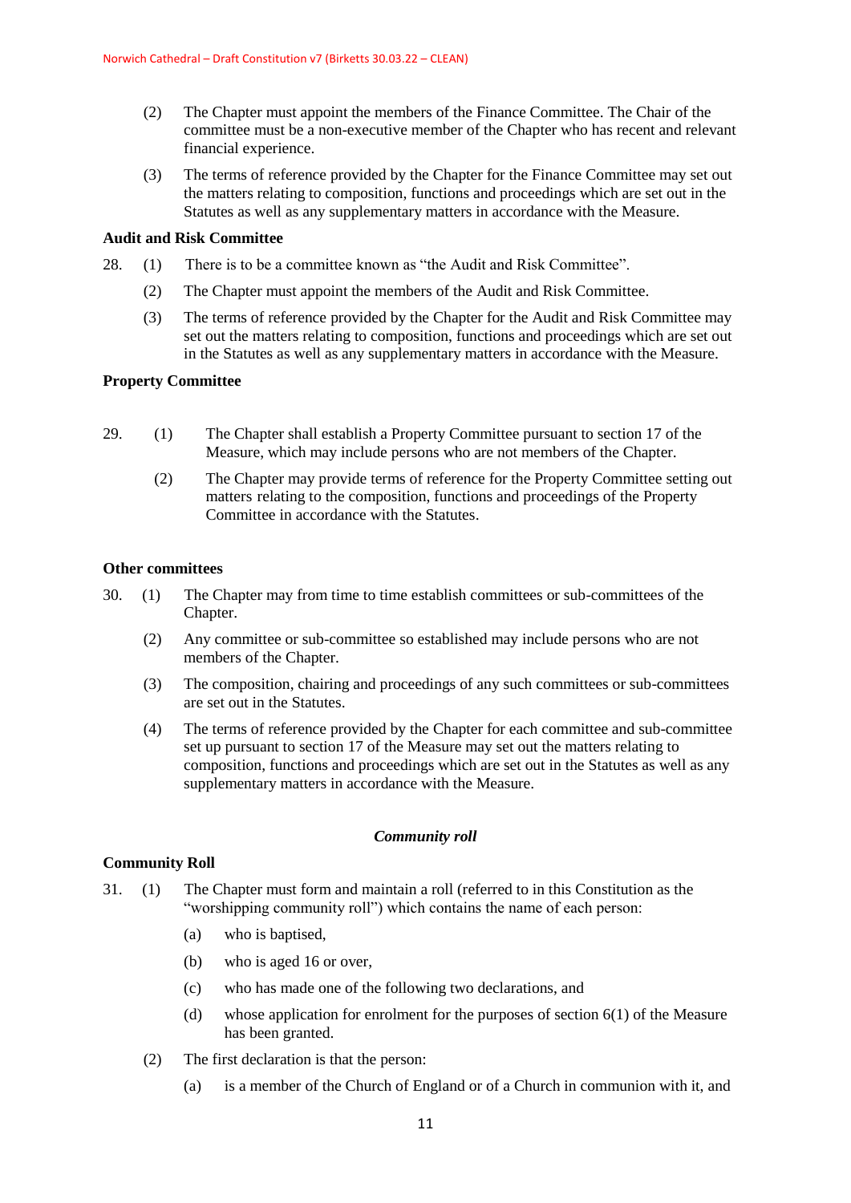(2) The Chapter must appoint the members of the Finance Committee. The Chair of the committee must be a non-executive member of the Chapter who has recent and relevant financial experience.

(3) The terms of reference provided by the Chapter for the Finance Committee may set out the matters relating to composition, functions and proceedings which are set out in the Statutes as well as any supplementary matters in accordance with the Measure.

**Audit and Risk Committee**

28. (1) There is to be a committee known as "the Audit and Risk Committee".

(2) The Chapter must appoint the members of the Audit and Risk Committee.

(3) The terms of reference provided by the Chapter for the Audit and Risk Committee may set out the matters relating to composition, functions and proceedings which are set out in the Statutes as well as any supplementary matters in accordance with the Measure.

**Property Committee**

29. (1) The Chapter shall establish a Property Committee pursuant to section 17 of the Measure, which may include persons who are not members of the Chapter.

(2) The Chapter may provide terms of reference for the Property Committee setting out matters relating to the composition, functions and proceedings of the Property Committee in accordance with the Statutes.

**Other committees**

30. (1) The Chapter may from time to time establish committees or sub-committees of the Chapter.

(2) Any committee or sub-committee so established may include persons who are not members of the Chapter.

(3) The composition, chairing and proceedings of any such committees or sub-committees are set out in the Statutes.

(4) The terms of reference provided by the Chapter for each committee and sub-committee set up pursuant to section 17 of the Measure may set out the matters relating to composition, functions and proceedings which are set out in the Statutes as well as any supplementary matters in accordance with the Measure.

***Community roll***

**Community Roll**

31. (1) The Chapter must form and maintain a roll (referred to in this Constitution as the "worshipping community roll") which contains the name of each person:

(a) who is baptised,

(b) who is aged 16 or over,

(c) who has made one of the following two declarations, and

(d) whose application for enrolment for the purposes of section 6(1) of the Measure has been granted.

(2) The first declaration is that the person:

(a) is a member of the Church of England or of a Church in communion with it, and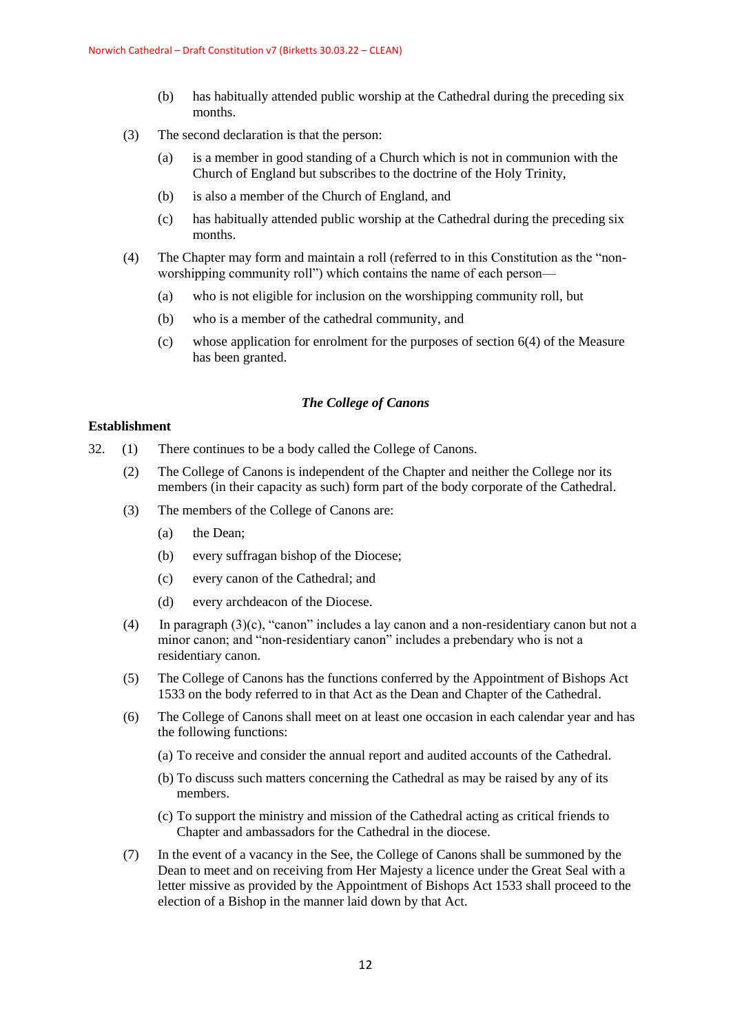(b) has habitually attended public worship at the Cathedral during the preceding six months.

(3) The second declaration is that the person:

(a) is a member in good standing of a Church which is not in communion with the Church of England but subscribes to the doctrine of the Holy Trinity,

(b) is also a member of the Church of England, and

(c) has habitually attended public worship at the Cathedral during the preceding six months.

(4) The Chapter may form and maintain a roll (referred to in this Constitution as the "non-worshipping community roll") which contains the name of each person—

(a) who is not eligible for inclusion on the worshipping community roll, but

(b) who is a member of the cathedral community, and

(c) whose application for enrolment for the purposes of section 6(4) of the Measure has been granted.

### *The College of Canons*

**Establishment**

32. (1) There continues to be a body called the College of Canons.

(2) The College of Canons is independent of the Chapter and neither the College nor its members (in their capacity as such) form part of the body corporate of the Cathedral.

(3) The members of the College of Canons are:

(a) the Dean;

(b) every suffragan bishop of the Diocese;

(c) every canon of the Cathedral; and

(d) every archdeacon of the Diocese.

(4) In paragraph (3)(c), "canon" includes a lay canon and a non-residentiary canon but not a minor canon; and "non-residentiary canon" includes a prebendary who is not a residentiary canon.

(5) The College of Canons has the functions conferred by the Appointment of Bishops Act 1533 on the body referred to in that Act as the Dean and Chapter of the Cathedral.

(6) The College of Canons shall meet on at least one occasion in each calendar year and has the following functions:

(a) To receive and consider the annual report and audited accounts of the Cathedral.

(b) To discuss such matters concerning the Cathedral as may be raised by any of its members.

(c) To support the ministry and mission of the Cathedral acting as critical friends to Chapter and ambassadors for the Cathedral in the diocese.

(7) In the event of a vacancy in the See, the College of Canons shall be summoned by the Dean to meet and on receiving from Her Majesty a licence under the Great Seal with a letter missive as provided by the Appointment of Bishops Act 1533 shall proceed to the election of a Bishop in the manner laid down by that Act.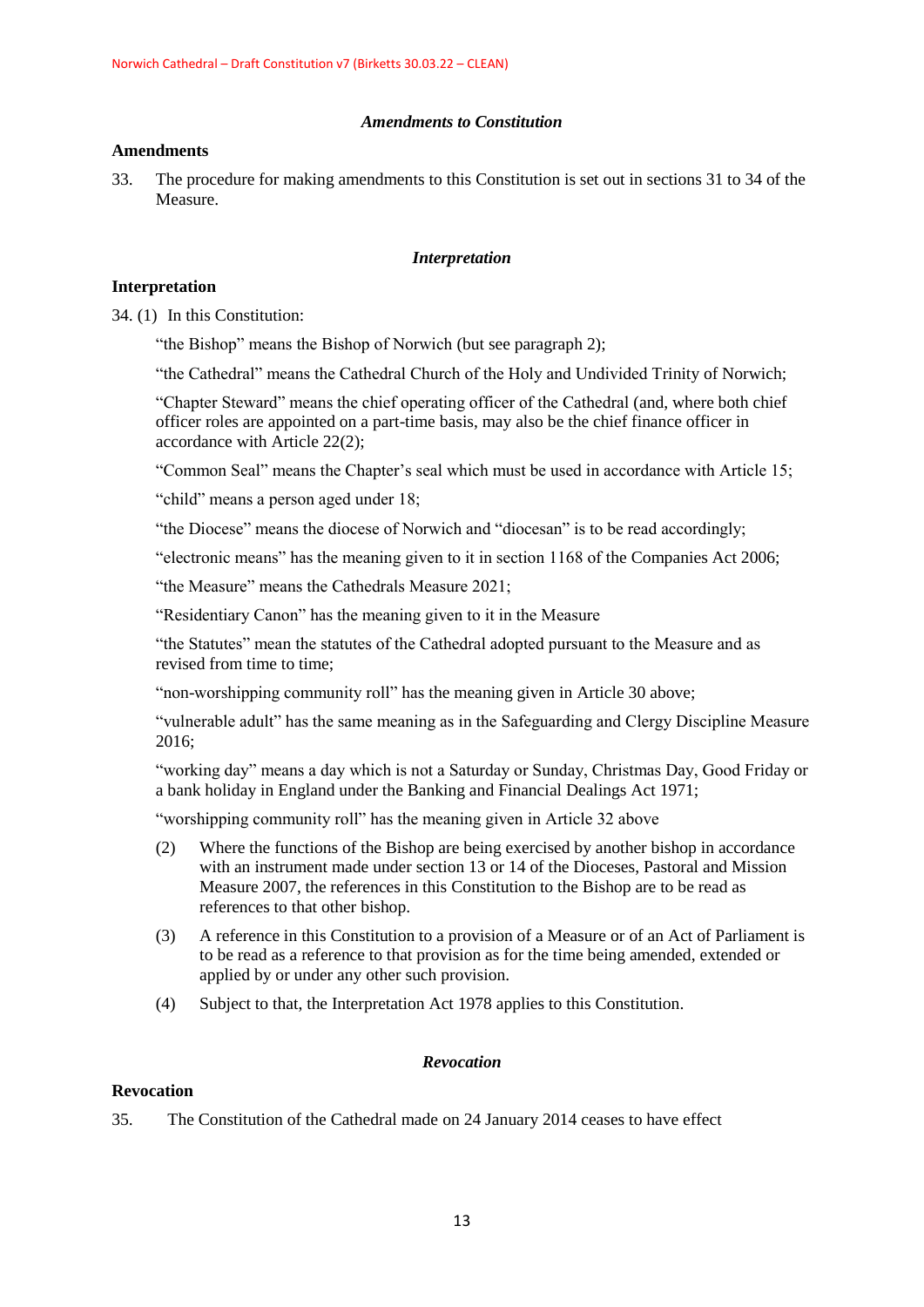### *Amendments to Constitution*

**Amendments**

33. The procedure for making amendments to this Constitution is set out in sections 31 to 34 of the Measure.

### *Interpretation*

**Interpretation**

34. (1) In this Constitution:

"the Bishop" means the Bishop of Norwich (but see paragraph 2);

"the Cathedral" means the Cathedral Church of the Holy and Undivided Trinity of Norwich;

"Chapter Steward" means the chief operating officer of the Cathedral (and, where both chief officer roles are appointed on a part-time basis, may also be the chief finance officer in accordance with Article 22(2);

"Common Seal" means the Chapter's seal which must be used in accordance with Article 15;

"child" means a person aged under 18;

"the Diocese" means the diocese of Norwich and "diocesan" is to be read accordingly;

"electronic means" has the meaning given to it in section 1168 of the Companies Act 2006;

"the Measure" means the Cathedrals Measure 2021;

"Residentiary Canon" has the meaning given to it in the Measure

"the Statutes" mean the statutes of the Cathedral adopted pursuant to the Measure and as revised from time to time;

"non-worshipping community roll" has the meaning given in Article 30 above;

"vulnerable adult" has the same meaning as in the Safeguarding and Clergy Discipline Measure 2016;

"working day" means a day which is not a Saturday or Sunday, Christmas Day, Good Friday or a bank holiday in England under the Banking and Financial Dealings Act 1971;

"worshipping community roll" has the meaning given in Article 32 above

(2) Where the functions of the Bishop are being exercised by another bishop in accordance with an instrument made under section 13 or 14 of the Dioceses, Pastoral and Mission Measure 2007, the references in this Constitution to the Bishop are to be read as references to that other bishop.

(3) A reference in this Constitution to a provision of a Measure or of an Act of Parliament is to be read as a reference to that provision as for the time being amended, extended or applied by or under any other such provision.

(4) Subject to that, the Interpretation Act 1978 applies to this Constitution.

### *Revocation*

**Revocation**

35. The Constitution of the Cathedral made on 24 January 2014 ceases to have effect